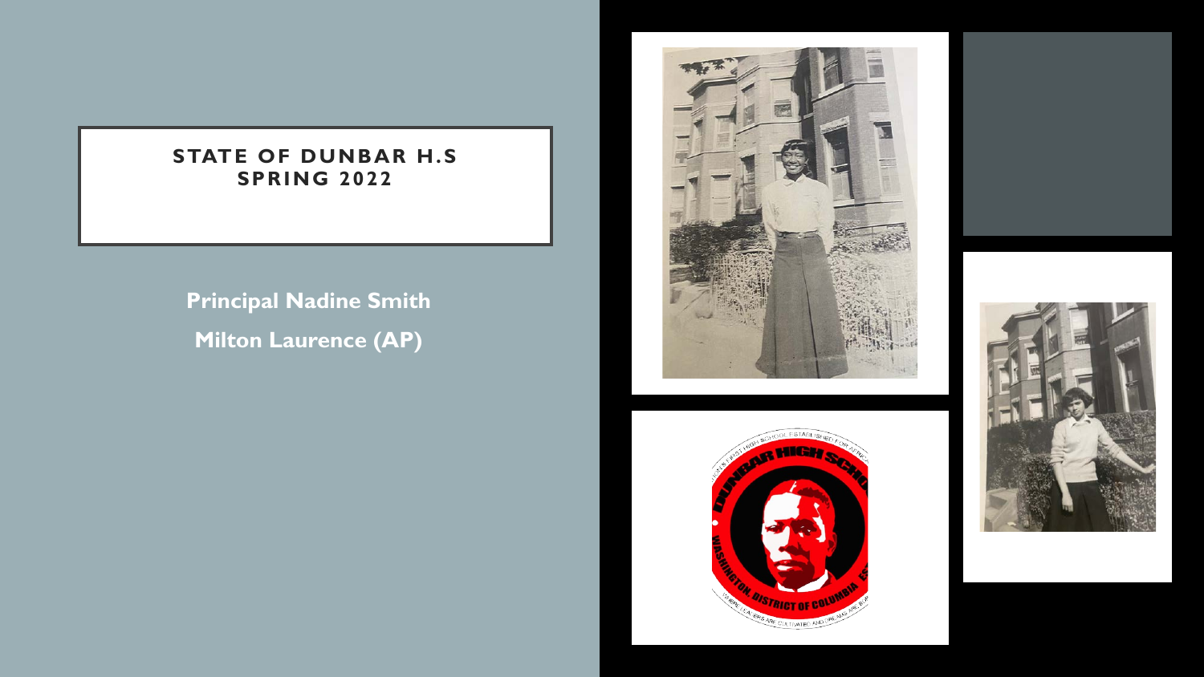# STATE OF DUNBAR H.S SPRING 2022

**Principal Nadine Smith**

**Milton Laurence (AP)**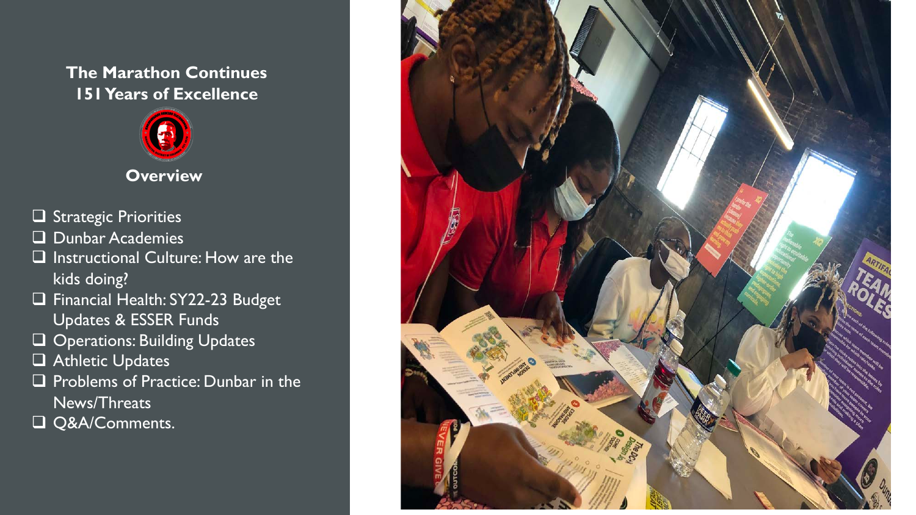**The Marathon Continues**
**151 Years of Excellence**

**Overview**

- [ ] Strategic Priorities
- [ ] Dunbar Academies
- [ ] Instructional Culture: How are the kids doing?
- [ ] Financial Health: SY22-23 Budget Updates & ESSER Funds
- [ ] Operations: Building Updates
- [ ] Athletic Updates
- [ ] Problems of Practice: Dunbar in the News/Threats
- [ ] Q&A/Comments.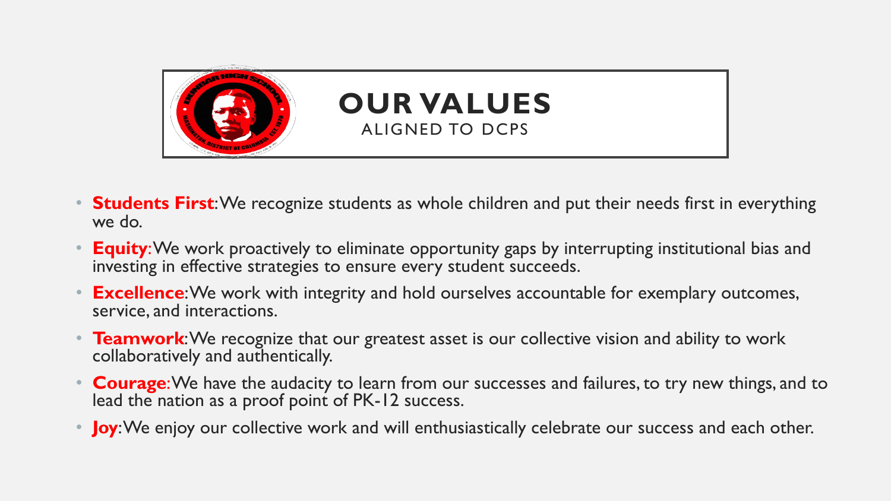# OUR VALUES

ALIGNED TO DCPS

- **Students First**: We recognize students as whole children and put their needs first in everything we do.
- **Equity**: We work proactively to eliminate opportunity gaps by interrupting institutional bias and investing in effective strategies to ensure every student succeeds.
- **Excellence**: We work with integrity and hold ourselves accountable for exemplary outcomes, service, and interactions.
- **Teamwork**: We recognize that our greatest asset is our collective vision and ability to work collaboratively and authentically.
- **Courage**: We have the audacity to learn from our successes and failures, to try new things, and to lead the nation as a proof point of PK-12 success.
- **Joy**: We enjoy our collective work and will enthusiastically celebrate our success and each other.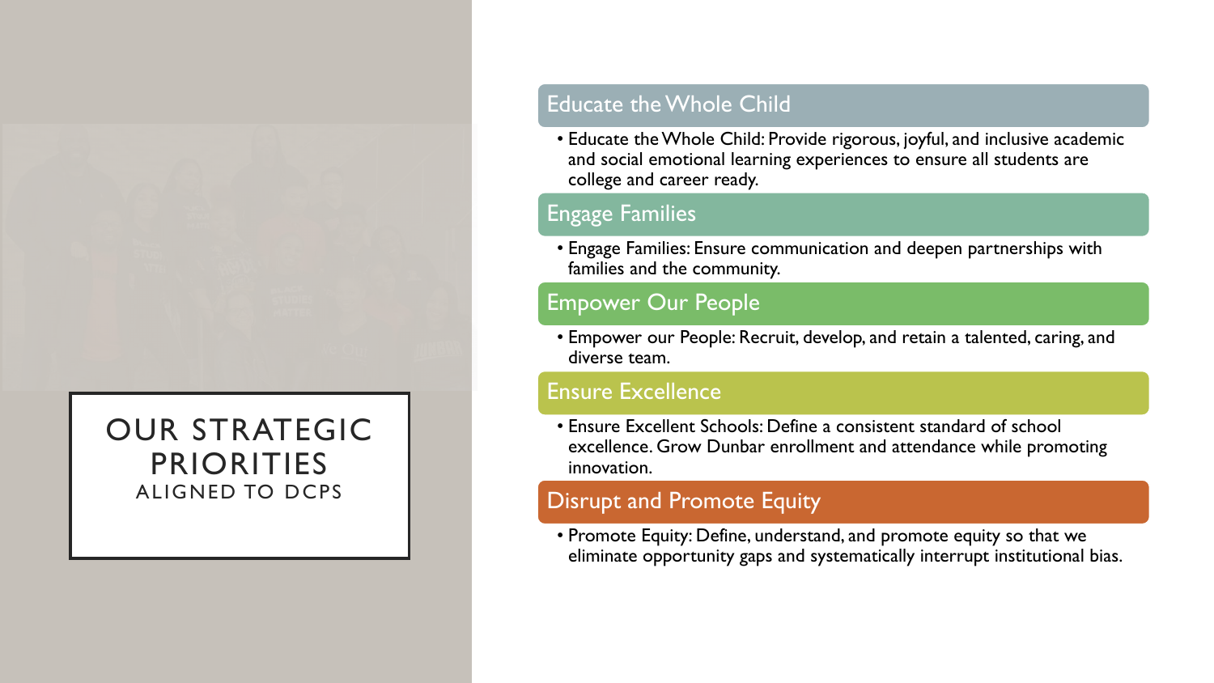# OUR STRATEGIC PRIORITIES

ALIGNED TO DCPS

## Educate the Whole Child

- Educate the Whole Child: Provide rigorous, joyful, and inclusive academic and social emotional learning experiences to ensure all students are college and career ready.

## Engage Families

- Engage Families: Ensure communication and deepen partnerships with families and the community.

## Empower Our People

- Empower our People: Recruit, develop, and retain a talented, caring, and diverse team.

## Ensure Excellence

- Ensure Excellent Schools: Define a consistent standard of school excellence. Grow Dunbar enrollment and attendance while promoting innovation.

## Disrupt and Promote Equity

- Promote Equity: Define, understand, and promote equity so that we eliminate opportunity gaps and systematically interrupt institutional bias.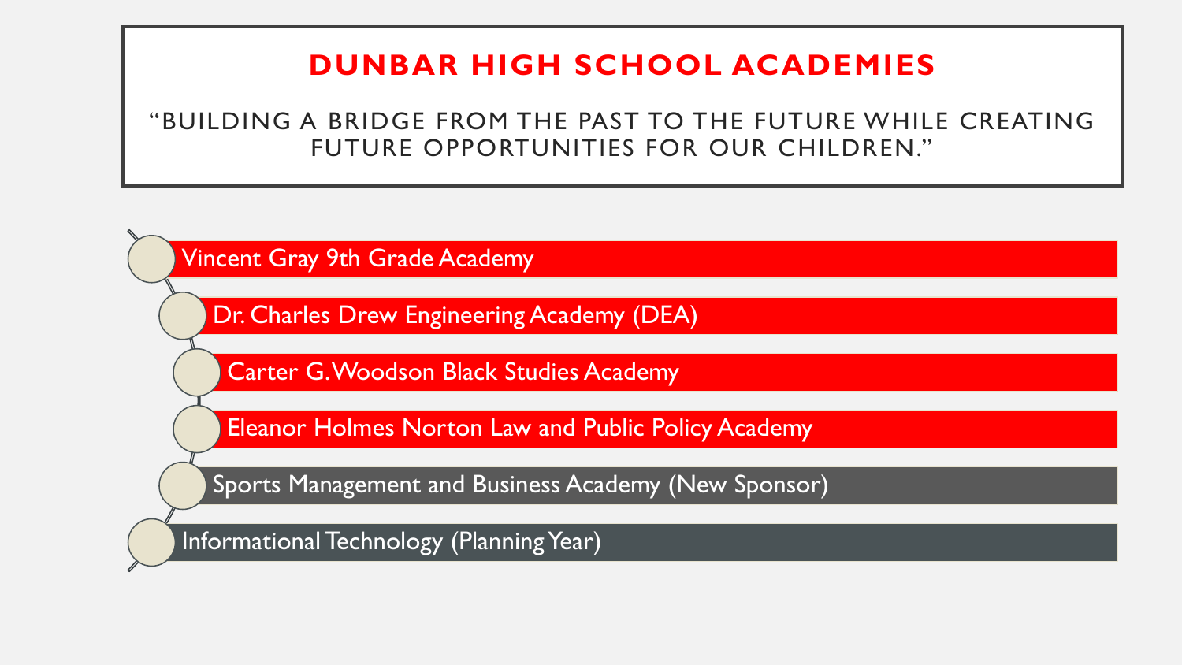# DUNBAR HIGH SCHOOL ACADEMIES

"BUILDING A BRIDGE FROM THE PAST TO THE FUTURE WHILE CREATING FUTURE OPPORTUNITIES FOR OUR CHILDREN."

- Vincent Gray 9th Grade Academy
- Dr. Charles Drew Engineering Academy (DEA)
- Carter G. Woodson Black Studies Academy
- Eleanor Holmes Norton Law and Public Policy Academy
- Sports Management and Business Academy (New Sponsor)
- Informational Technology (Planning Year)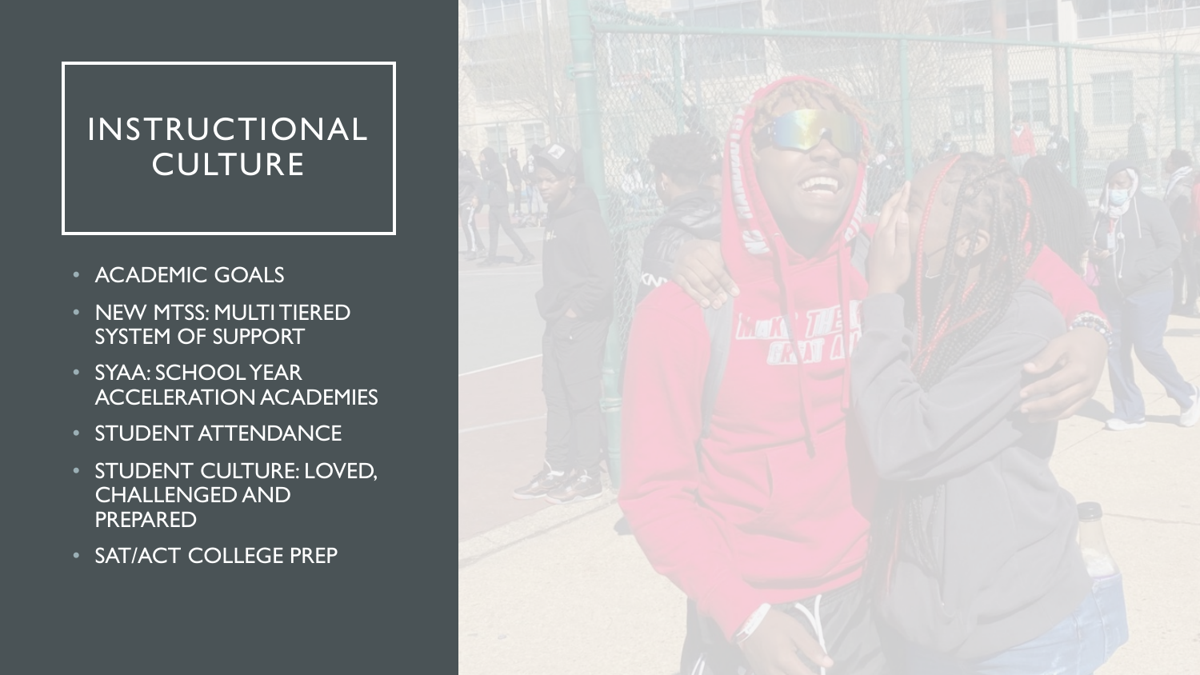# INSTRUCTIONAL CULTURE

- ACADEMIC GOALS
- NEW MTSS: MULTI TIERED SYSTEM OF SUPPORT
- SYAA: SCHOOL YEAR ACCELERATION ACADEMIES
- STUDENT ATTENDANCE
- STUDENT CULTURE: LOVED, CHALLENGED AND PREPARED
- SAT/ACT COLLEGE PREP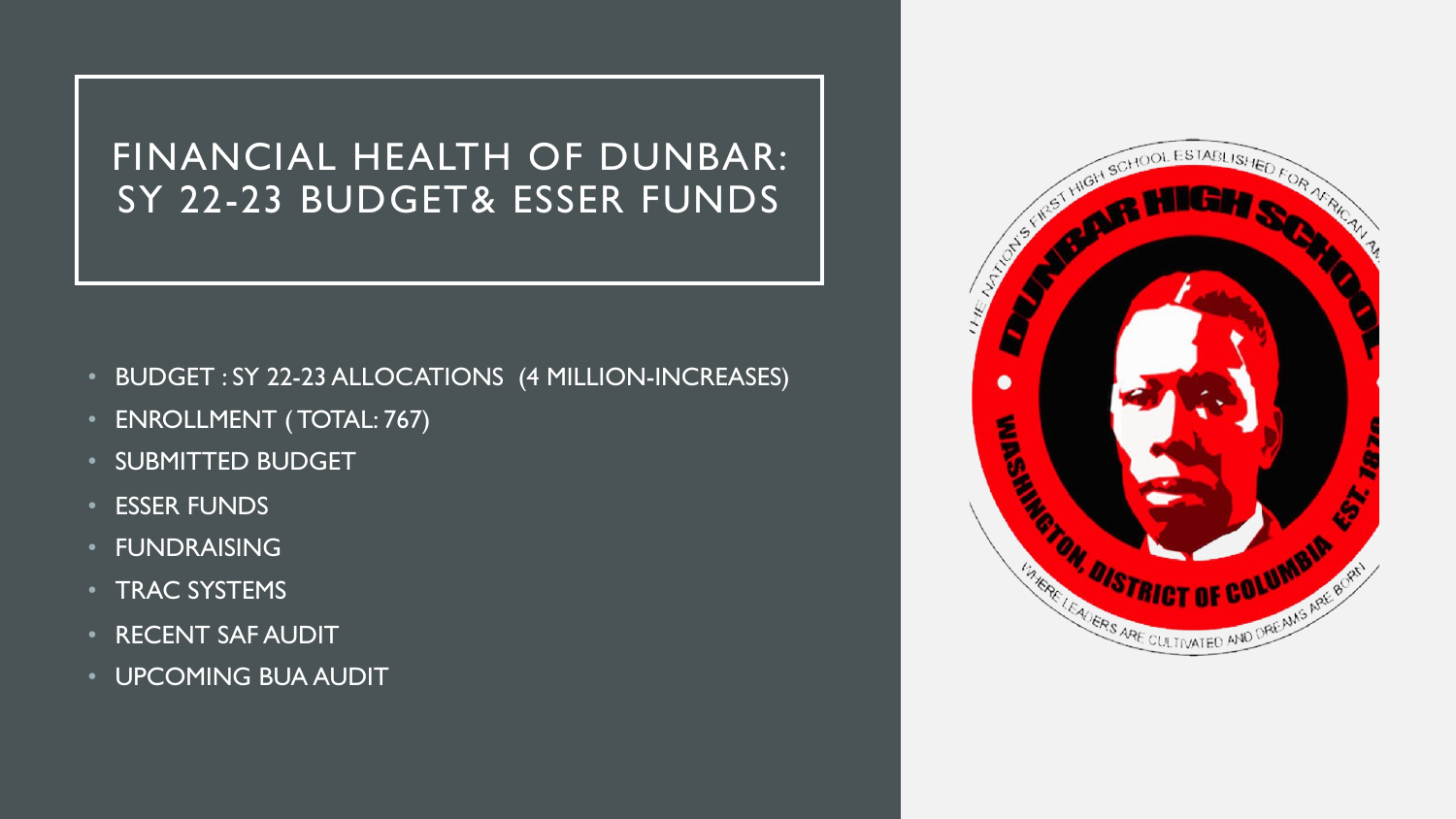# FINANCIAL HEALTH OF DUNBAR: SY 22-23 BUDGET& ESSER FUNDS

- BUDGET : SY 22-23 ALLOCATIONS (4 MILLION-INCREASES)
- ENROLLMENT ( TOTAL: 767)
- SUBMITTED BUDGET
- ESSER FUNDS
- FUNDRAISING
- TRAC SYSTEMS
- RECENT SAF AUDIT
- UPCOMING BUA AUDIT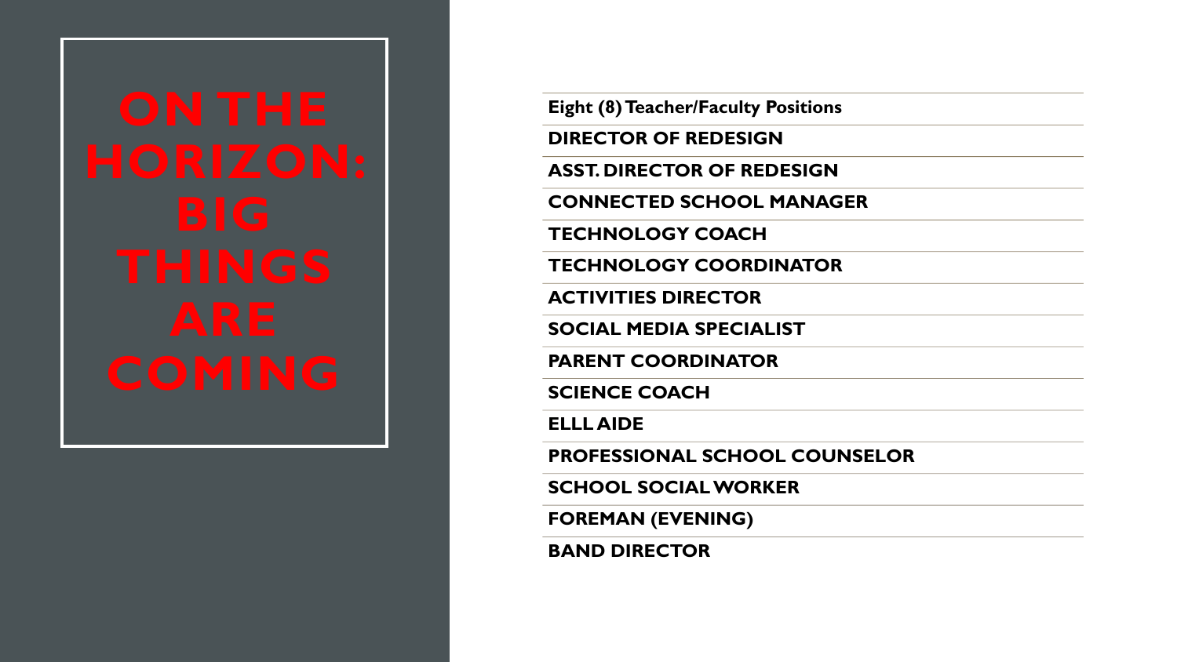# ON THE HORIZON: BIG THINGS ARE COMING

**Eight (8) Teacher/Faculty Positions**

**DIRECTOR OF REDESIGN**

**ASST. DIRECTOR OF REDESIGN**

**CONNECTED SCHOOL MANAGER**

**TECHNOLOGY COACH**

**TECHNOLOGY COORDINATOR**

**ACTIVITIES DIRECTOR**

**SOCIAL MEDIA SPECIALIST**

**PARENT COORDINATOR**

**SCIENCE COACH**

**ELLL AIDE**

**PROFESSIONAL SCHOOL COUNSELOR**

**SCHOOL SOCIAL WORKER**

**FOREMAN (EVENING)**

**BAND DIRECTOR**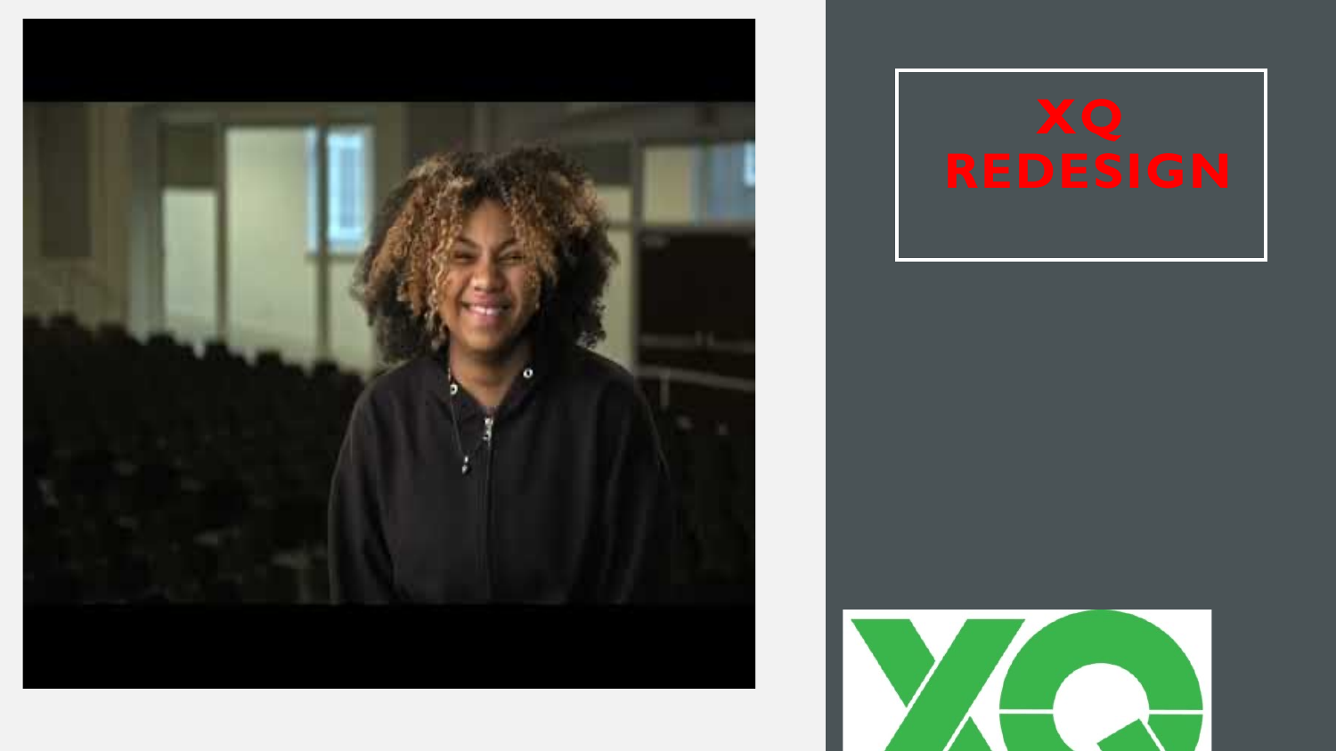# XQ REDESIGN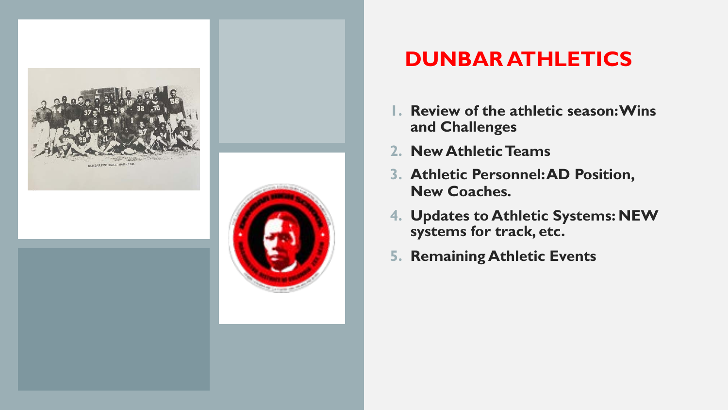## DUNBAR ATHLETICS

1. **Review of the athletic season: Wins and Challenges**
2. **New Athletic Teams**
3. **Athletic Personnel: AD Position, New Coaches.**
4. **Updates to Athletic Systems: NEW systems for track, etc.**
5. **Remaining Athletic Events**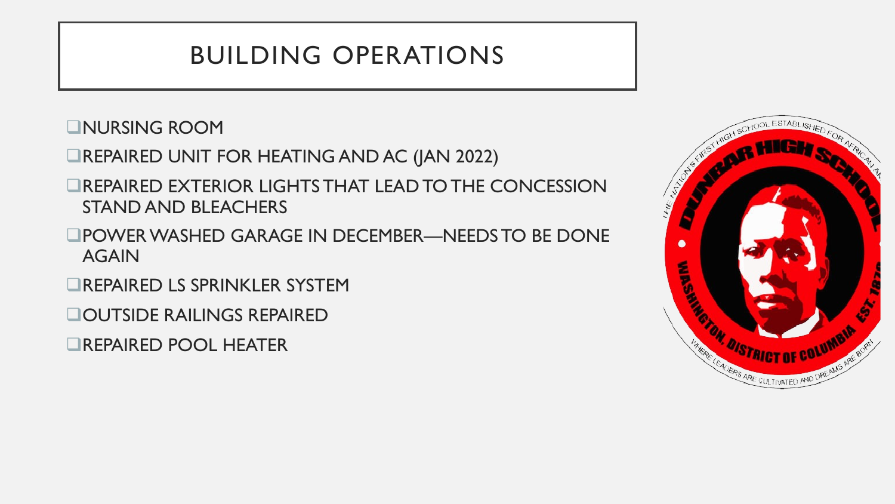# BUILDING OPERATIONS

- NURSING ROOM
- REPAIRED UNIT FOR HEATING AND AC (JAN 2022)
- REPAIRED EXTERIOR LIGHTS THAT LEAD TO THE CONCESSION STAND AND BLEACHERS
- POWER WASHED GARAGE IN DECEMBER—NEEDS TO BE DONE AGAIN
- REPAIRED LS SPRINKLER SYSTEM
- OUTSIDE RAILINGS REPAIRED
- REPAIRED POOL HEATER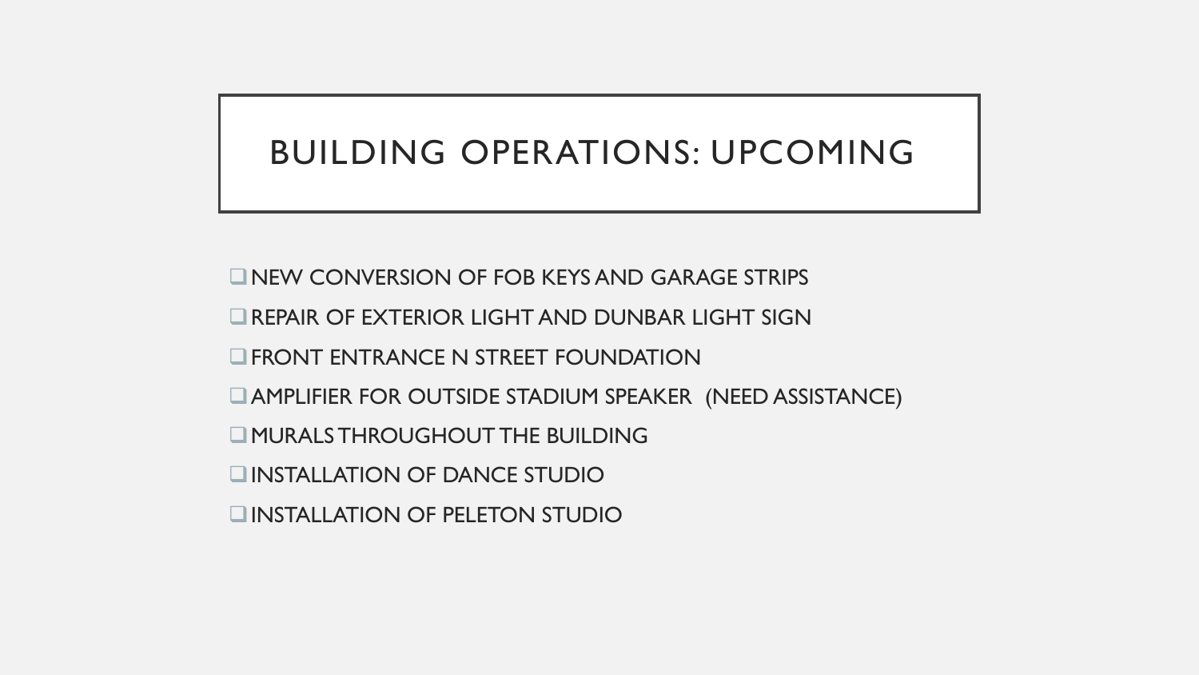# BUILDING OPERATIONS: UPCOMING

- NEW CONVERSION OF FOB KEYS AND GARAGE STRIPS
- REPAIR OF EXTERIOR LIGHT AND DUNBAR LIGHT SIGN
- FRONT ENTRANCE N STREET FOUNDATION
- AMPLIFIER FOR OUTSIDE STADIUM SPEAKER (NEED ASSISTANCE)
- MURALS THROUGHOUT THE BUILDING
- INSTALLATION OF DANCE STUDIO
- INSTALLATION OF PELETON STUDIO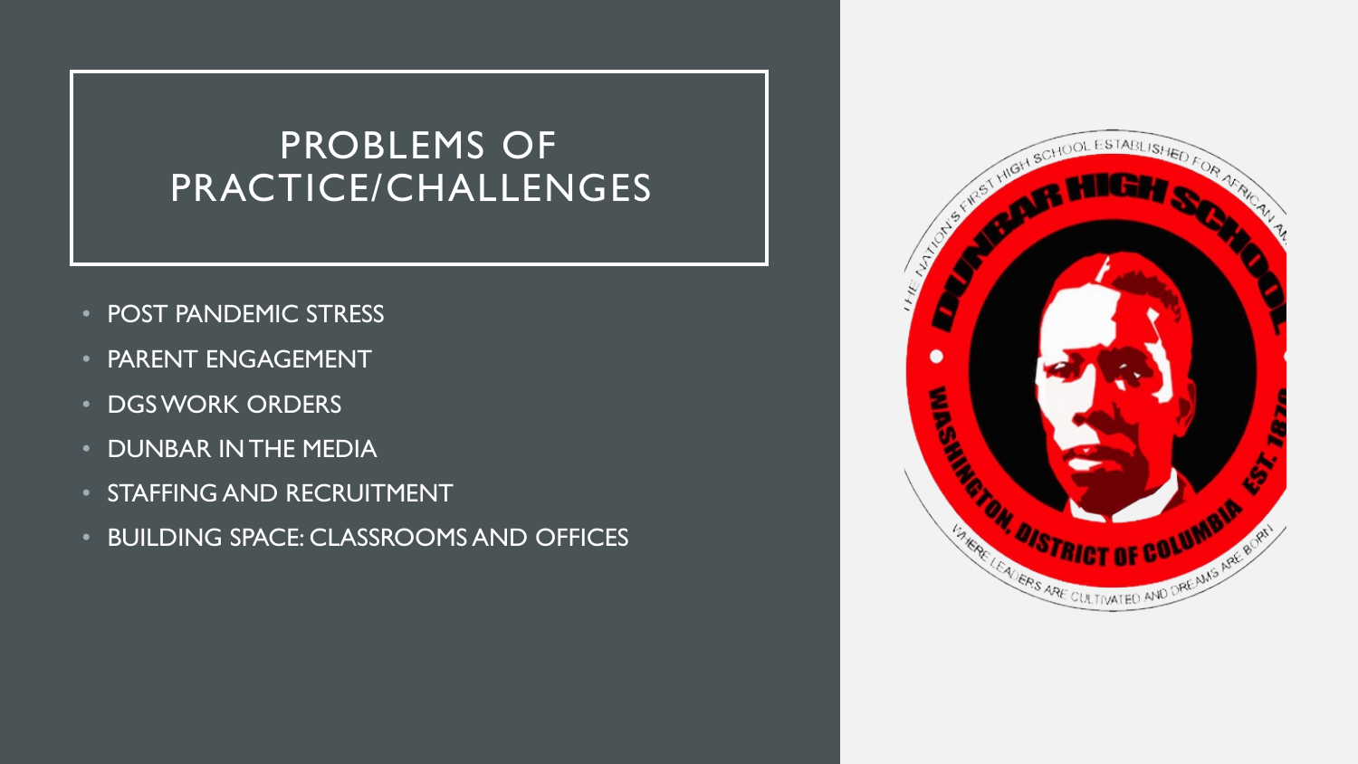# PROBLEMS OF PRACTICE/CHALLENGES

- POST PANDEMIC STRESS
- PARENT ENGAGEMENT
- DGS WORK ORDERS
- DUNBAR IN THE MEDIA
- STAFFING AND RECRUITMENT
- BUILDING SPACE: CLASSROOMS AND OFFICES